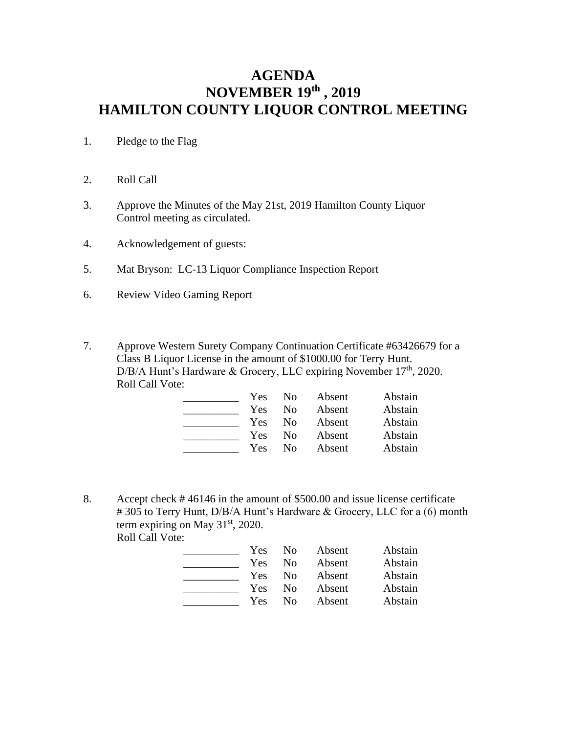# AGENDA
# NOVEMBER 19th , 2019
# HAMILTON COUNTY LIQUOR CONTROL MEETING

1. Pledge to the Flag

2. Roll Call

3. Approve the Minutes of the May 21st, 2019 Hamilton County Liquor Control meeting as circulated.

4. Acknowledgement of guests:

5. Mat Bryson: LC-13 Liquor Compliance Inspection Report

6. Review Video Gaming Report

7. Approve Western Surety Company Continuation Certificate #63426679 for a Class B Liquor License in the amount of $1000.00 for Terry Hunt. D/B/A Hunt's Hardware & Grocery, LLC expiring November 17th, 2020.
   Roll Call Vote:

| | | | | |
|---|---|---|---|---|
| __________ | Yes | No | Absent | Abstain |
| __________ | Yes | No | Absent | Abstain |
| __________ | Yes | No | Absent | Abstain |
| __________ | Yes | No | Absent | Abstain |
| __________ | Yes | No | Absent | Abstain |

8. Accept check # 46146 in the amount of $500.00 and issue license certificate # 305 to Terry Hunt, D/B/A Hunt's Hardware & Grocery, LLC for a (6) month term expiring on May 31st, 2020.
   Roll Call Vote:

| | | | | |
|---|---|---|---|---|
| __________ | Yes | No | Absent | Abstain |
| __________ | Yes | No | Absent | Abstain |
| __________ | Yes | No | Absent | Abstain |
| __________ | Yes | No | Absent | Abstain |
| __________ | Yes | No | Absent | Abstain |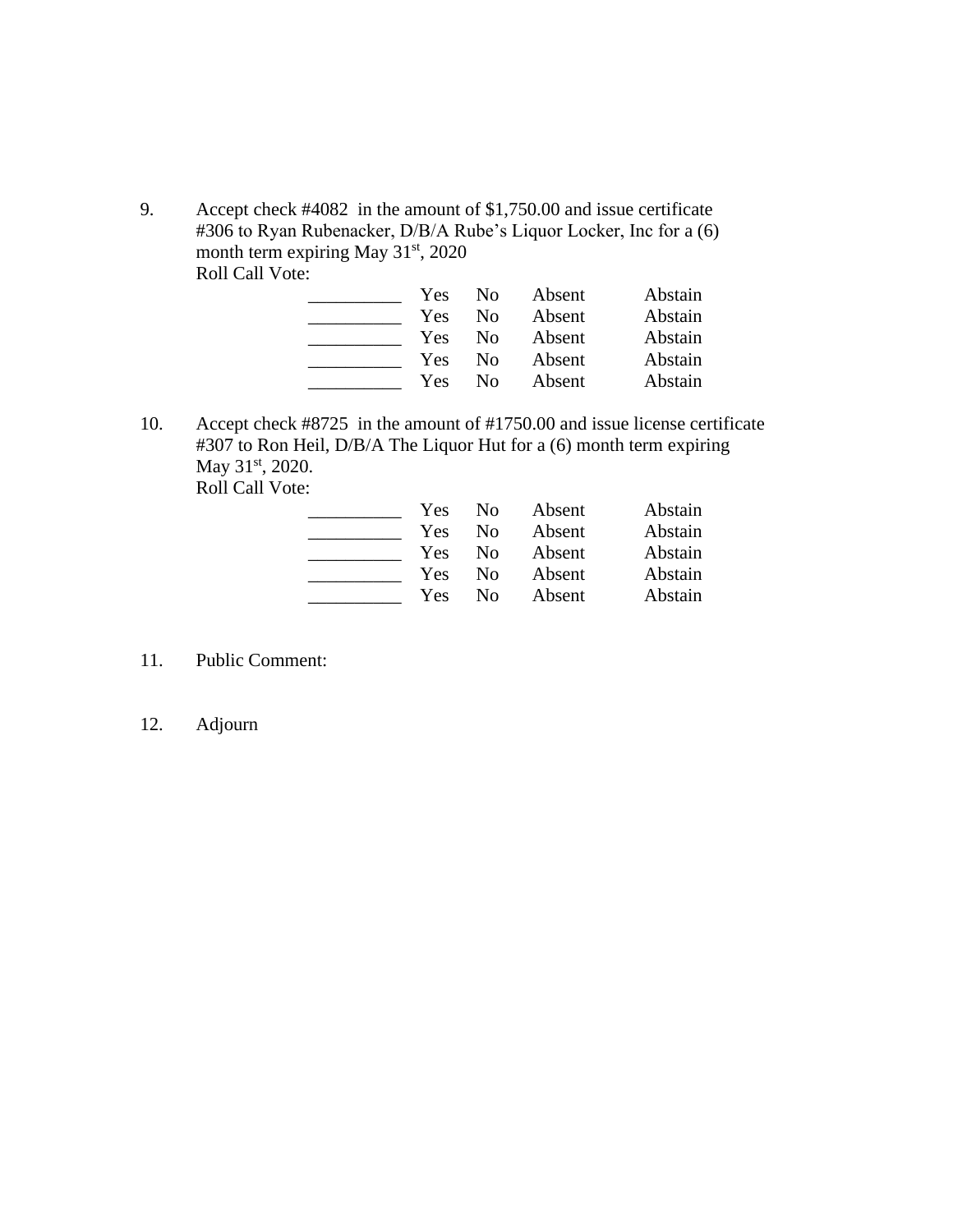9. Accept check #4082 in the amount of $1,750.00 and issue certificate #306 to Ryan Rubenacker, D/B/A Rube's Liquor Locker, Inc for a (6) month term expiring May 31st, 2020
   Roll Call Vote:

| | | | | |
|---|---|---|---|---|
| __________ | Yes | No | Absent | Abstain |
| __________ | Yes | No | Absent | Abstain |
| __________ | Yes | No | Absent | Abstain |
| __________ | Yes | No | Absent | Abstain |
| __________ | Yes | No | Absent | Abstain |

10. Accept check #8725 in the amount of #1750.00 and issue license certificate #307 to Ron Heil, D/B/A The Liquor Hut for a (6) month term expiring May 31st, 2020.
    Roll Call Vote:

| | | | | |
|---|---|---|---|---|
| __________ | Yes | No | Absent | Abstain |
| __________ | Yes | No | Absent | Abstain |
| __________ | Yes | No | Absent | Abstain |
| __________ | Yes | No | Absent | Abstain |
| __________ | Yes | No | Absent | Abstain |

11. Public Comment:

12. Adjourn